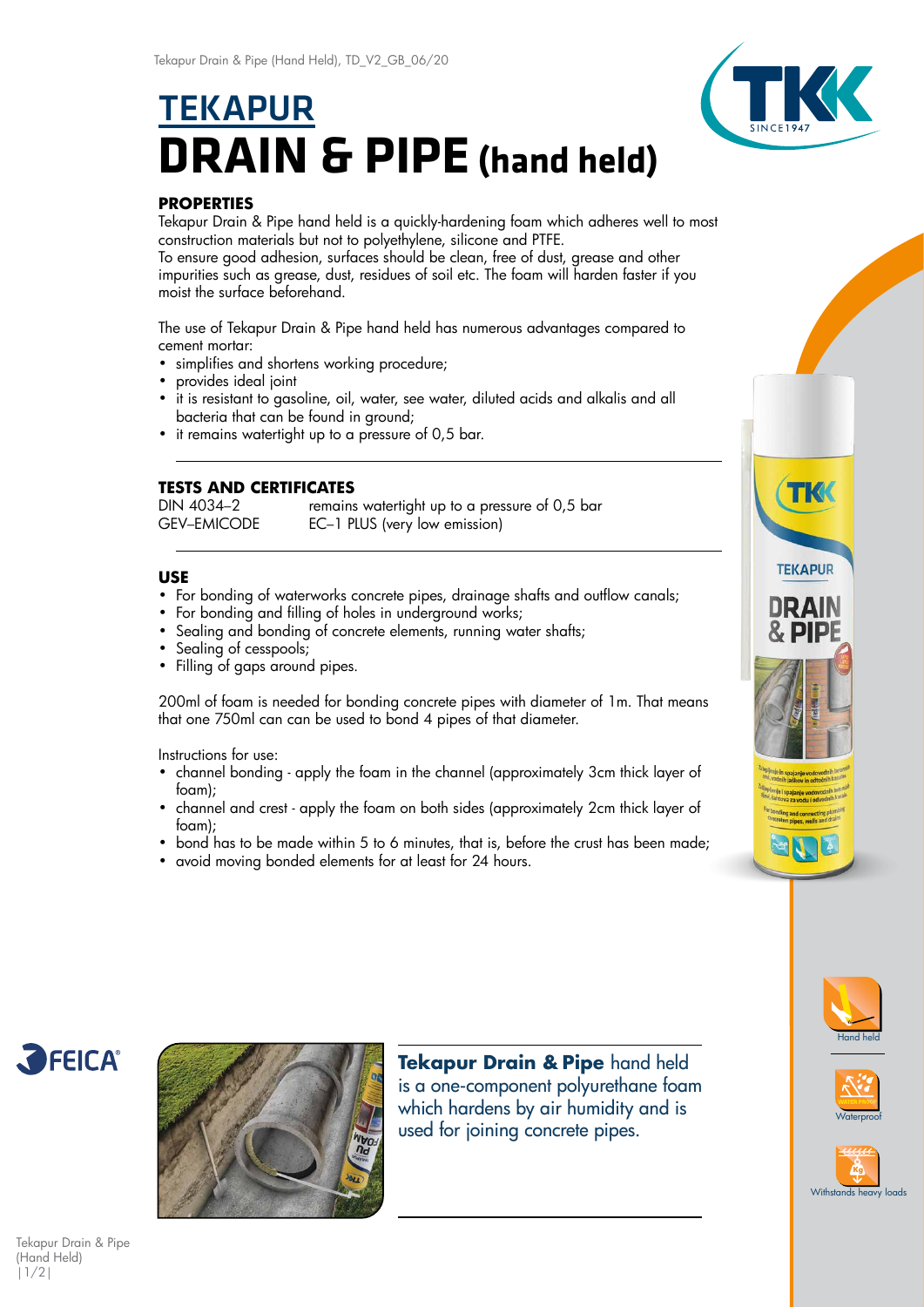# TEKAPUR
# DRAIN & PIPE (hand held)

## PROPERTIES

Tekapur Drain & Pipe hand held is a quickly-hardening foam which adheres well to most construction materials but not to polyethylene, silicone and PTFE.
To ensure good adhesion, surfaces should be clean, free of dust, grease and other impurities such as grease, dust, residues of soil etc. The foam will harden faster if you moist the surface beforehand.

The use of Tekapur Drain & Pipe hand held has numerous advantages compared to cement mortar:

- simplifies and shortens working procedure;
- provides ideal joint
- it is resistant to gasoline, oil, water, see water, diluted acids and alkalis and all bacteria that can be found in ground;
- it remains watertight up to a pressure of 0,5 bar.

## TESTS AND CERTIFICATES

| | |
|---|---|
| DIN 4034–2 | remains watertight up to a pressure of 0,5 bar |
| GEV–EMICODE | EC–1 PLUS (very low emission) |

## USE

- For bonding of waterworks concrete pipes, drainage shafts and outflow canals;
- For bonding and filling of holes in underground works;
- Sealing and bonding of concrete elements, running water shafts;
- Sealing of cesspools;
- Filling of gaps around pipes.

200ml of foam is needed for bonding concrete pipes with diameter of 1m. That means that one 750ml can can be used to bond 4 pipes of that diameter.

Instructions for use:

- channel bonding - apply the foam in the channel (approximately 3cm thick layer of foam);
- channel and crest - apply the foam on both sides (approximately 2cm thick layer of foam);
- bond has to be made within 5 to 6 minutes, that is, before the crust has been made;
- avoid moving bonded elements for at least for 24 hours.

**Tekapur Drain & Pipe** hand held is a one-component polyurethane foam which hardens by air humidity and is used for joining concrete pipes.

Hand held

Waterproof

Withstands heavy loads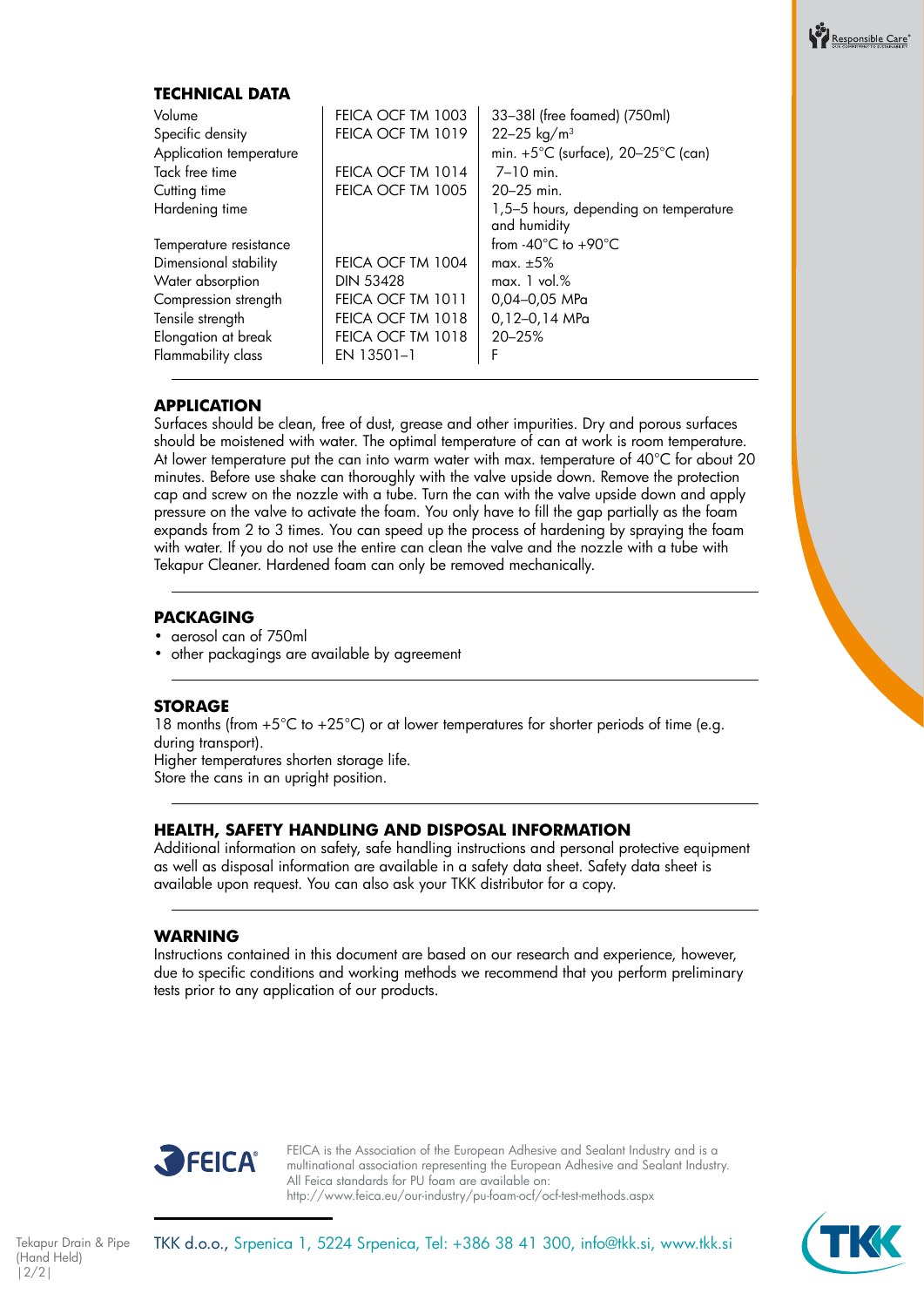## TECHNICAL DATA

| | | |
|---|---|---|
| Volume | FEICA OCF TM 1003 | 33–38l (free foamed) (750ml) |
| Specific density | FEICA OCF TM 1019 | 22–25 kg/m³ |
| Application temperature | | min. +5°C (surface), 20–25°C (can) |
| Tack free time | FEICA OCF TM 1014 | 7–10 min. |
| Cutting time | FEICA OCF TM 1005 | 20–25 min. |
| Hardening time | | 1,5–5 hours, depending on temperature and humidity |
| Temperature resistance | | from -40°C to +90°C |
| Dimensional stability | FEICA OCF TM 1004 | max. ±5% |
| Water absorption | DIN 53428 | max. 1 vol.% |
| Compression strength | FEICA OCF TM 1011 | 0,04–0,05 MPa |
| Tensile strength | FEICA OCF TM 1018 | 0,12–0,14 MPa |
| Elongation at break | FEICA OCF TM 1018 | 20–25% |
| Flammability class | EN 13501–1 | F |

## APPLICATION

Surfaces should be clean, free of dust, grease and other impurities. Dry and porous surfaces should be moistened with water. The optimal temperature of can at work is room temperature. At lower temperature put the can into warm water with max. temperature of 40°C for about 20 minutes. Before use shake can thoroughly with the valve upside down. Remove the protection cap and screw on the nozzle with a tube. Turn the can with the valve upside down and apply pressure on the valve to activate the foam. You only have to fill the gap partially as the foam expands from 2 to 3 times. You can speed up the process of hardening by spraying the foam with water. If you do not use the entire can clean the valve and the nozzle with a tube with Tekapur Cleaner. Hardened foam can only be removed mechanically.

## PACKAGING

- aerosol can of 750ml
- other packagings are available by agreement

## STORAGE

18 months (from +5°C to +25°C) or at lower temperatures for shorter periods of time (e.g. during transport).
Higher temperatures shorten storage life.
Store the cans in an upright position.

## HEALTH, SAFETY HANDLING AND DISPOSAL INFORMATION

Additional information on safety, safe handling instructions and personal protective equipment as well as disposal information are available in a safety data sheet. Safety data sheet is available upon request. You can also ask your TKK distributor for a copy.

## WARNING

Instructions contained in this document are based on our research and experience, however, due to specific conditions and working methods we recommend that you perform preliminary tests prior to any application of our products.

FEICA is the Association of the European Adhesive and Sealant Industry and is a multinational association representing the European Adhesive and Sealant Industry. All Feica standards for PU foam are available on: http://www.feica.eu/our-industry/pu-foam-ocf/ocf-test-methods.aspx

TKK d.o.o., Srpenica 1, 5224 Srpenica, Tel: +386 38 41 300, info@tkk.si, www.tkk.si